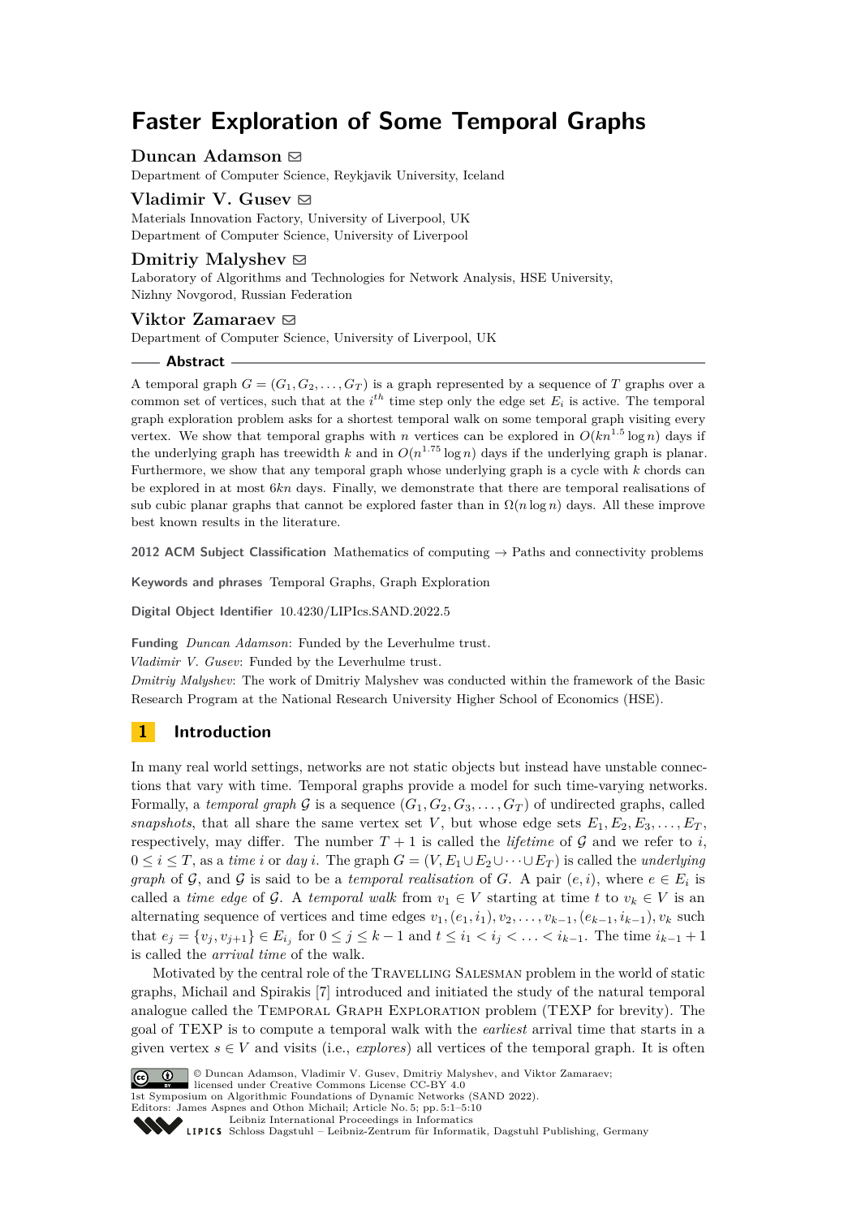# Faster Exploration of Some Temporal Graphs

**Duncan Adamson** ✉

Department of Computer Science, Reykjavik University, Iceland

**Vladimir V. Gusev** ✉

Materials Innovation Factory, University of Liverpool, UK
Department of Computer Science, University of Liverpool

**Dmitriy Malyshev** ✉

Laboratory of Algorithms and Technologies for Network Analysis, HSE University, Nizhny Novgorod, Russian Federation

**Viktor Zamaraev** ✉

Department of Computer Science, University of Liverpool, UK

## Abstract

A temporal graph $G = (G_1, G_2, \ldots, G_T)$ is a graph represented by a sequence of $T$ graphs over a common set of vertices, such that at the $i^{th}$ time step only the edge set $E_i$ is active. The temporal graph exploration problem asks for a shortest temporal walk on some temporal graph visiting every vertex. We show that temporal graphs with $n$ vertices can be explored in $O(kn^{1.5} \log n)$ days if the underlying graph has treewidth $k$ and in $O(n^{1.75} \log n)$ days if the underlying graph is planar. Furthermore, we show that any temporal graph whose underlying graph is a cycle with $k$ chords can be explored in at most $6kn$ days. Finally, we demonstrate that there are temporal realisations of sub cubic planar graphs that cannot be explored faster than in $\Omega(n \log n)$ days. All these improve best known results in the literature.

**2012 ACM Subject Classification** Mathematics of computing → Paths and connectivity problems

**Keywords and phrases** Temporal Graphs, Graph Exploration

**Digital Object Identifier** 10.4230/LIPIcs.SAND.2022.5

**Funding** *Duncan Adamson*: Funded by the Leverhulme trust.
*Vladimir V. Gusev*: Funded by the Leverhulme trust.
*Dmitriy Malyshev*: The work of Dmitriy Malyshev was conducted within the framework of the Basic Research Program at the National Research University Higher School of Economics (HSE).

## 1 Introduction

In many real world settings, networks are not static objects but instead have unstable connections that vary with time. Temporal graphs provide a model for such time-varying networks. Formally, a *temporal graph* $\mathcal{G}$ is a sequence $(G_1, G_2, G_3, \ldots, G_T)$ of undirected graphs, called *snapshots*, that all share the same vertex set $V$, but whose edge sets $E_1, E_2, E_3, \ldots, E_T$, respectively, may differ. The number $T + 1$ is called the *lifetime* of $\mathcal{G}$ and we refer to $i$, $0 \leq i \leq T$, as a *time* $i$ or *day* $i$. The graph $G = (V, E_1 \cup E_2 \cup \cdots \cup E_T)$ is called the *underlying graph* of $\mathcal{G}$, and $\mathcal{G}$ is said to be a *temporal realisation* of $G$. A pair $(e, i)$, where $e \in E_i$ is called a *time edge* of $\mathcal{G}$. A *temporal walk* from $v_1 \in V$ starting at time $t$ to $v_k \in V$ is an alternating sequence of vertices and time edges $v_1, (e_1, i_1), v_2, \ldots, v_{k-1}, (e_{k-1}, i_{k-1}), v_k$ such that $e_j = \{v_j, v_{j+1}\} \in E_{i_j}$ for $0 \leq j \leq k - 1$ and $t \leq i_1 < i_j < \ldots < i_{k-1}$. The time $i_{k-1} + 1$ is called the *arrival time* of the walk.

Motivated by the central role of the Travelling Salesman problem in the world of static graphs, Michail and Spirakis [7] introduced and initiated the study of the natural temporal analogue called the Temporal Graph Exploration problem (TEXP for brevity). The goal of TEXP is to compute a temporal walk with the *earliest* arrival time that starts in a given vertex $s \in V$ and visits (i.e., *explores*) all vertices of the temporal graph. It is often

© Duncan Adamson, Vladimir V. Gusev, Dmitriy Malyshev, and Viktor Zamaraev; licensed under Creative Commons License CC-BY 4.0
1st Symposium on Algorithmic Foundations of Dynamic Networks (SAND 2022).
Editors: James Aspnes and Othon Michail; Article No. 5; pp. 5:1–5:10
Leibniz International Proceedings in Informatics
Schloss Dagstuhl – Leibniz-Zentrum für Informatik, Dagstuhl Publishing, Germany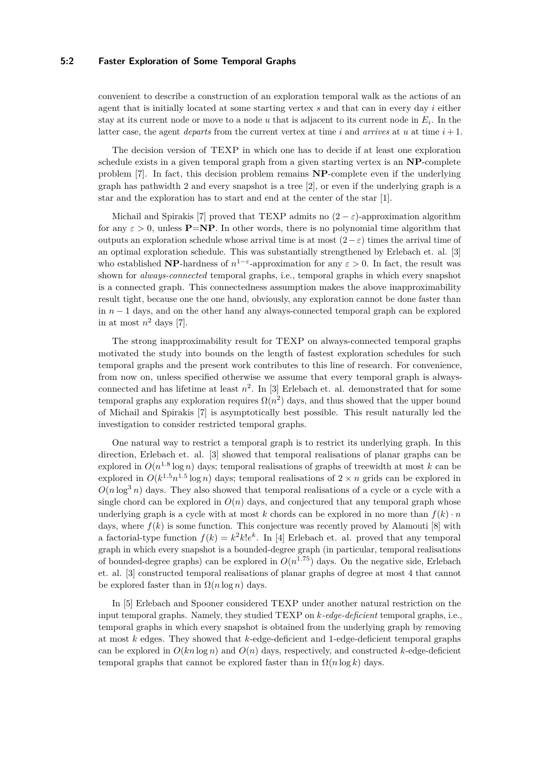convenient to describe a construction of an exploration temporal walk as the actions of an agent that is initially located at some starting vertex $s$ and that can in every day $i$ either stay at its current node or move to a node $u$ that is adjacent to its current node in $E_i$. In the latter case, the agent *departs* from the current vertex at time $i$ and *arrives* at $u$ at time $i+1$.

The decision version of TEXP in which one has to decide if at least one exploration schedule exists in a given temporal graph from a given starting vertex is an **NP**-complete problem [7]. In fact, this decision problem remains **NP**-complete even if the underlying graph has pathwidth 2 and every snapshot is a tree [2], or even if the underlying graph is a star and the exploration has to start and end at the center of the star [1].

Michail and Spirakis [7] proved that TEXP admits no $(2-\varepsilon)$-approximation algorithm for any $\varepsilon > 0$, unless **P**=**NP**. In other words, there is no polynomial time algorithm that outputs an exploration schedule whose arrival time is at most $(2-\varepsilon)$ times the arrival time of an optimal exploration schedule. This was substantially strengthened by Erlebach et. al. [3] who established **NP**-hardness of $n^{1-\varepsilon}$-approximation for any $\varepsilon > 0$. In fact, the result was shown for *always-connected* temporal graphs, i.e., temporal graphs in which every snapshot is a connected graph. This connectedness assumption makes the above inapproximability result tight, because one the one hand, obviously, any exploration cannot be done faster than in $n-1$ days, and on the other hand any always-connected temporal graph can be explored in at most $n^2$ days [7].

The strong inapproximability result for TEXP on always-connected temporal graphs motivated the study into bounds on the length of fastest exploration schedules for such temporal graphs and the present work contributes to this line of research. For convenience, from now on, unless specified otherwise we assume that every temporal graph is always-connected and has lifetime at least $n^2$. In [3] Erlebach et. al. demonstrated that for some temporal graphs any exploration requires $\Omega(n^2)$ days, and thus showed that the upper bound of Michail and Spirakis [7] is asymptotically best possible. This result naturally led the investigation to consider restricted temporal graphs.

One natural way to restrict a temporal graph is to restrict its underlying graph. In this direction, Erlebach et. al. [3] showed that temporal realisations of planar graphs can be explored in $O(n^{1.8} \log n)$ days; temporal realisations of graphs of treewidth at most $k$ can be explored in $O(k^{1.5} n^{1.5} \log n)$ days; temporal realisations of $2 \times n$ grids can be explored in $O(n \log^3 n)$ days. They also showed that temporal realisations of a cycle or a cycle with a single chord can be explored in $O(n)$ days, and conjectured that any temporal graph whose underlying graph is a cycle with at most $k$ chords can be explored in no more than $f(k) \cdot n$ days, where $f(k)$ is some function. This conjecture was recently proved by Alamouti [8] with a factorial-type function $f(k) = k^2 k! e^k$. In [4] Erlebach et. al. proved that any temporal graph in which every snapshot is a bounded-degree graph (in particular, temporal realisations of bounded-degree graphs) can be explored in $O(n^{1.75})$ days. On the negative side, Erlebach et. al. [3] constructed temporal realisations of planar graphs of degree at most 4 that cannot be explored faster than in $\Omega(n \log n)$ days.

In [5] Erlebach and Spooner considered TEXP under another natural restriction on the input temporal graphs. Namely, they studied TEXP on *k-edge-deficient* temporal graphs, i.e., temporal graphs in which every snapshot is obtained from the underlying graph by removing at most $k$ edges. They showed that $k$-edge-deficient and 1-edge-deficient temporal graphs can be explored in $O(kn \log n)$ and $O(n)$ days, respectively, and constructed $k$-edge-deficient temporal graphs that cannot be explored faster than in $\Omega(n \log k)$ days.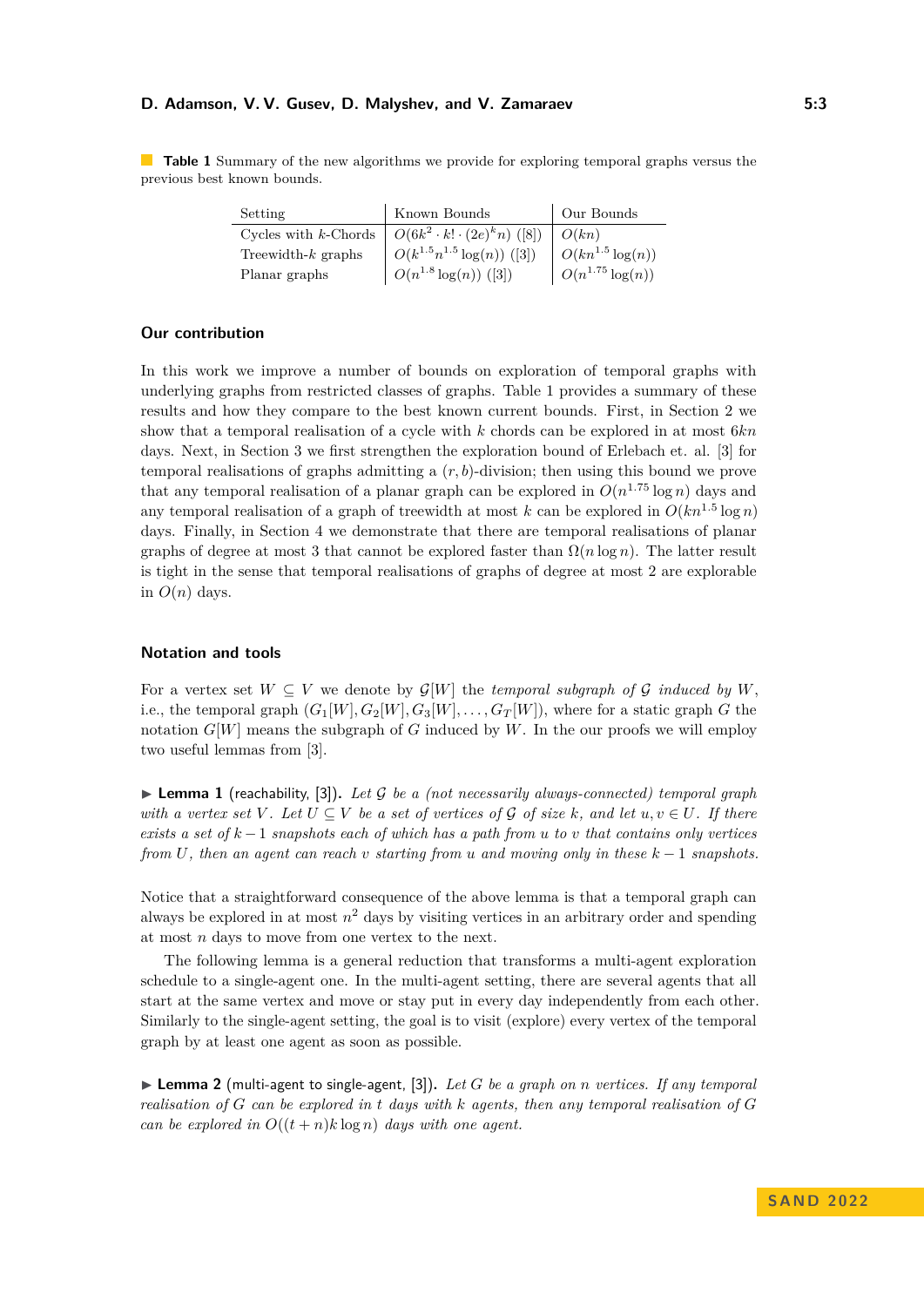**Table 1** Summary of the new algorithms we provide for exploring temporal graphs versus the previous best known bounds.

| Setting | Known Bounds | Our Bounds |
|---|---|---|
| Cycles with $k$-Chords | $O(6k^2 \cdot k! \cdot (2e)^k n)$ ([8]) | $O(kn)$ |
| Treewidth-$k$ graphs | $O(k^{1.5} n^{1.5} \log(n))$ ([3]) | $O(kn^{1.5} \log(n))$ |
| Planar graphs | $O(n^{1.8} \log(n))$ ([3]) | $O(n^{1.75} \log(n))$ |

## Our contribution

In this work we improve a number of bounds on exploration of temporal graphs with underlying graphs from restricted classes of graphs. Table 1 provides a summary of these results and how they compare to the best known current bounds. First, in Section 2 we show that a temporal realisation of a cycle with $k$ chords can be explored in at most $6kn$ days. Next, in Section 3 we first strengthen the exploration bound of Erlebach et. al. [3] for temporal realisations of graphs admitting a $(r, b)$-division; then using this bound we prove that any temporal realisation of a planar graph can be explored in $O(n^{1.75} \log n)$ days and any temporal realisation of a graph of treewidth at most $k$ can be explored in $O(kn^{1.5} \log n)$ days. Finally, in Section 4 we demonstrate that there are temporal realisations of planar graphs of degree at most 3 that cannot be explored faster than $\Omega(n \log n)$. The latter result is tight in the sense that temporal realisations of graphs of degree at most 2 are explorable in $O(n)$ days.

## Notation and tools

For a vertex set $W \subseteq V$ we denote by $\mathcal{G}[W]$ the *temporal subgraph of $\mathcal{G}$ induced by $W$*, i.e., the temporal graph $(G_1[W], G_2[W], G_3[W], \dots, G_T[W])$, where for a static graph $G$ the notation $G[W]$ means the subgraph of $G$ induced by $W$. In the our proofs we will employ two useful lemmas from [3].

▶ **Lemma 1** (reachability, [3]). *Let $\mathcal{G}$ be a (not necessarily always-connected) temporal graph with a vertex set $V$. Let $U \subseteq V$ be a set of vertices of $\mathcal{G}$ of size $k$, and let $u, v \in U$. If there exists a set of $k-1$ snapshots each of which has a path from $u$ to $v$ that contains only vertices from $U$, then an agent can reach $v$ starting from $u$ and moving only in these $k-1$ snapshots.*

Notice that a straightforward consequence of the above lemma is that a temporal graph can always be explored in at most $n^2$ days by visiting vertices in an arbitrary order and spending at most $n$ days to move from one vertex to the next.

The following lemma is a general reduction that transforms a multi-agent exploration schedule to a single-agent one. In the multi-agent setting, there are several agents that all start at the same vertex and move or stay put in every day independently from each other. Similarly to the single-agent setting, the goal is to visit (explore) every vertex of the temporal graph by at least one agent as soon as possible.

▶ **Lemma 2** (multi-agent to single-agent, [3]). *Let $G$ be a graph on $n$ vertices. If any temporal realisation of $G$ can be explored in $t$ days with $k$ agents, then any temporal realisation of $G$ can be explored in $O((t + n)k \log n)$ days with one agent.*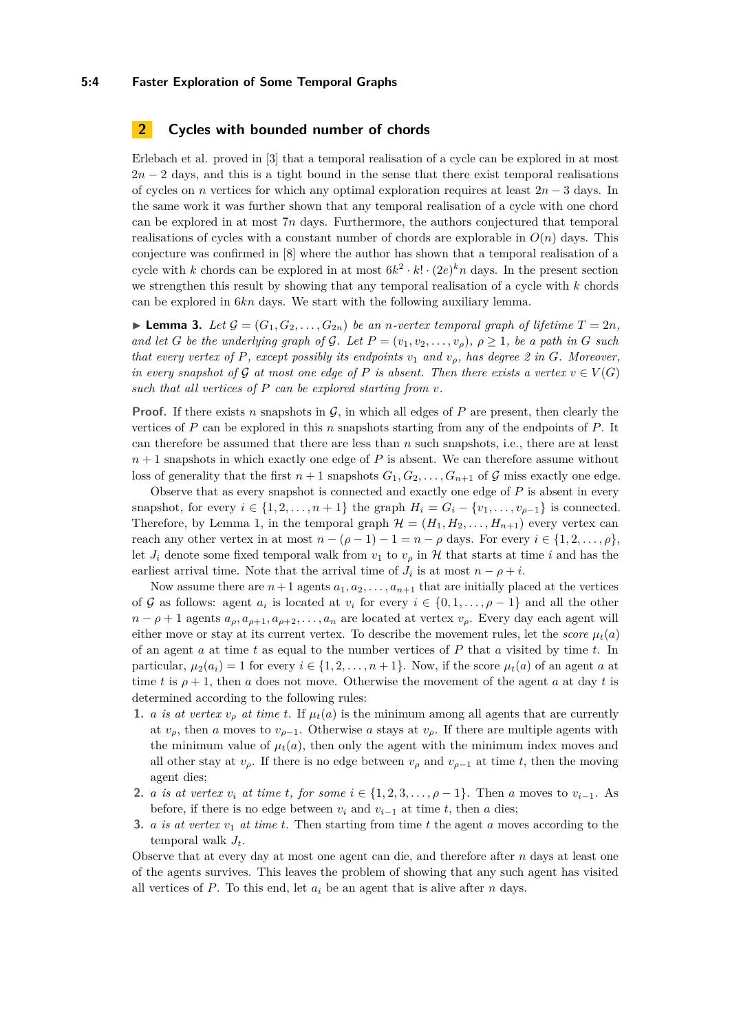## 2 Cycles with bounded number of chords

Erlebach et al. proved in [3] that a temporal realisation of a cycle can be explored in at most $2n-2$ days, and this is a tight bound in the sense that there exist temporal realisations of cycles on $n$ vertices for which any optimal exploration requires at least $2n-3$ days. In the same work it was further shown that any temporal realisation of a cycle with one chord can be explored in at most $7n$ days. Furthermore, the authors conjectured that temporal realisations of cycles with a constant number of chords are explorable in $O(n)$ days. This conjecture was confirmed in [8] where the author has shown that a temporal realisation of a cycle with $k$ chords can be explored in at most $6k^2 \cdot k! \cdot (2e)^k n$ days. In the present section we strengthen this result by showing that any temporal realisation of a cycle with $k$ chords can be explored in $6kn$ days. We start with the following auxiliary lemma.

▶ **Lemma 3.** *Let $\mathcal{G} = (G_1, G_2, \dots, G_{2n})$ be an $n$-vertex temporal graph of lifetime $T = 2n$, and let $G$ be the underlying graph of $\mathcal{G}$. Let $P = (v_1, v_2, \dots, v_\rho)$, $\rho \geq 1$, be a path in $G$ such that every vertex of $P$, except possibly its endpoints $v_1$ and $v_\rho$, has degree 2 in $G$. Moreover, in every snapshot of $\mathcal{G}$ at most one edge of $P$ is absent. Then there exists a vertex $v \in V(G)$ such that all vertices of $P$ can be explored starting from $v$.*

**Proof.** If there exists $n$ snapshots in $\mathcal{G}$, in which all edges of $P$ are present, then clearly the vertices of $P$ can be explored within this $n$ snapshots starting from any of the endpoints of $P$. It can therefore be assumed that there are less than $n$ such snapshots, i.e., there are at least $n+1$ snapshots in which exactly one edge of $P$ is absent. We can therefore assume without loss of generality that the first $n+1$ snapshots $G_1, G_2, \dots, G_{n+1}$ of $\mathcal{G}$ miss exactly one edge.

Observe that as every snapshot is connected and exactly one edge of $P$ is absent in every snapshot, for every $i \in \{1, 2, \dots, n+1\}$ the graph $H_i = G_i - \{v_1, \dots, v_{\rho-1}\}$ is connected. Therefore, by Lemma 1, in the temporal graph $\mathcal{H} = (H_1, H_2, \dots, H_{n+1})$ every vertex can reach any other vertex in at most $n - (\rho - 1) - 1 = n - \rho$ days. For every $i \in \{1, 2, \dots, \rho\}$, let $J_i$ denote some fixed temporal walk from $v_1$ to $v_\rho$ in $\mathcal{H}$ that starts at time $i$ and has the earliest arrival time. Note that the arrival time of $J_i$ is at most $n - \rho + i$.

Now assume there are $n+1$ agents $a_1, a_2, \dots, a_{n+1}$ that are initially placed at the vertices of $\mathcal{G}$ as follows: agent $a_i$ is located at $v_i$ for every $i \in \{0, 1, \dots, \rho - 1\}$ and all the other $n - \rho + 1$ agents $a_\rho, a_{\rho+1}, a_{\rho+2}, \dots, a_n$ are located at vertex $v_\rho$. Every day each agent will either move or stay at its current vertex. To describe the movement rules, let the *score* $\mu_t(a)$ of an agent $a$ at time $t$ as equal to the number vertices of $P$ that $a$ visited by time $t$. In particular, $\mu_2(a_i) = 1$ for every $i \in \{1, 2, \dots, n+1\}$. Now, if the score $\mu_t(a)$ of an agent $a$ at time $t$ is $\rho + 1$, then $a$ does not move. Otherwise the movement of the agent $a$ at day $t$ is determined according to the following rules:

1. *$a$ is at vertex $v_\rho$ at time $t$.* If $\mu_t(a)$ is the minimum among all agents that are currently at $v_\rho$, then $a$ moves to $v_{\rho-1}$. Otherwise $a$ stays at $v_\rho$. If there are multiple agents with the minimum value of $\mu_t(a)$, then only the agent with the minimum index moves and all other stay at $v_\rho$. If there is no edge between $v_\rho$ and $v_{\rho-1}$ at time $t$, then the moving agent dies;
2. *$a$ is at vertex $v_i$ at time $t$, for some $i \in \{1, 2, 3, \dots, \rho - 1\}$.* Then $a$ moves to $v_{i-1}$. As before, if there is no edge between $v_i$ and $v_{i-1}$ at time $t$, then $a$ dies;
3. *$a$ is at vertex $v_1$ at time $t$.* Then starting from time $t$ the agent $a$ moves according to the temporal walk $J_t$.

Observe that at every day at most one agent can die, and therefore after $n$ days at least one of the agents survives. This leaves the problem of showing that any such agent has visited all vertices of $P$. To this end, let $a_i$ be an agent that is alive after $n$ days.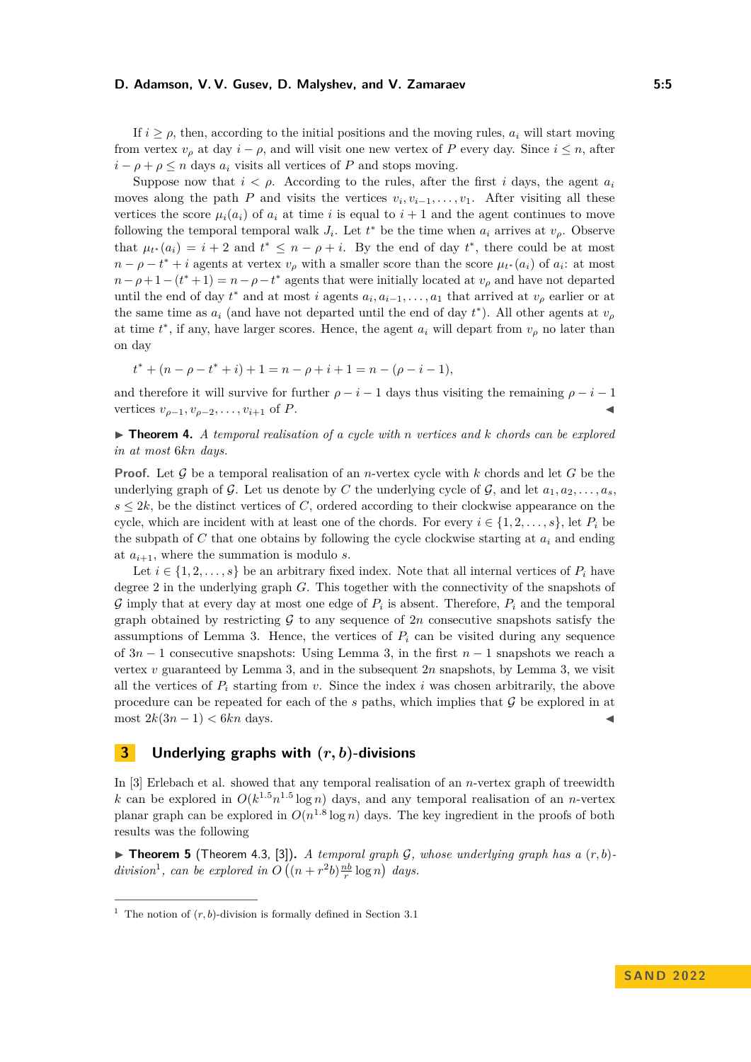If $i \geq \rho$, then, according to the initial positions and the moving rules, $a_i$ will start moving from vertex $v_\rho$ at day $i - \rho$, and will visit one new vertex of $P$ every day. Since $i \leq n$, after $i - \rho + \rho \leq n$ days $a_i$ visits all vertices of $P$ and stops moving.

Suppose now that $i < \rho$. According to the rules, after the first $i$ days, the agent $a_i$ moves along the path $P$ and visits the vertices $v_i, v_{i-1}, \ldots, v_1$. After visiting all these vertices the score $\mu_i(a_i)$ of $a_i$ at time $i$ is equal to $i + 1$ and the agent continues to move following the temporal temporal walk $J_i$. Let $t^*$ be the time when $a_i$ arrives at $v_\rho$. Observe that $\mu_{t^*}(a_i) = i + 2$ and $t^* \leq n - \rho + i$. By the end of day $t^*$, there could be at most $n - \rho - t^* + i$ agents at vertex $v_\rho$ with a smaller score than the score $\mu_{t^*}(a_i)$ of $a_i$: at most $n - \rho + 1 - (t^* + 1) = n - \rho - t^*$ agents that were initially located at $v_\rho$ and have not departed until the end of day $t^*$ and at most $i$ agents $a_i, a_{i-1}, \ldots, a_1$ that arrived at $v_\rho$ earlier or at the same time as $a_i$ (and have not departed until the end of day $t^*$). All other agents at $v_\rho$ at time $t^*$, if any, have larger scores. Hence, the agent $a_i$ will depart from $v_\rho$ no later than on day

$$t^* + (n - \rho - t^* + i) + 1 = n - \rho + i + 1 = n - (\rho - i - 1),$$

and therefore it will survive for further $\rho - i - 1$ days thus visiting the remaining $\rho - i - 1$ vertices $v_{\rho-1}, v_{\rho-2}, \ldots, v_{i+1}$ of $P$. ◀

▶ **Theorem 4.** *A temporal realisation of a cycle with $n$ vertices and $k$ chords can be explored in at most $6kn$ days.*

**Proof.** Let $\mathcal{G}$ be a temporal realisation of an $n$-vertex cycle with $k$ chords and let $G$ be the underlying graph of $\mathcal{G}$. Let us denote by $C$ the underlying cycle of $\mathcal{G}$, and let $a_1, a_2, \ldots, a_s$, $s \leq 2k$, be the distinct vertices of $C$, ordered according to their clockwise appearance on the cycle, which are incident with at least one of the chords. For every $i \in \{1, 2, \ldots, s\}$, let $P_i$ be the subpath of $C$ that one obtains by following the cycle clockwise starting at $a_i$ and ending at $a_{i+1}$, where the summation is modulo $s$.

Let $i \in \{1, 2, \ldots, s\}$ be an arbitrary fixed index. Note that all internal vertices of $P_i$ have degree 2 in the underlying graph $G$. This together with the connectivity of the snapshots of $\mathcal{G}$ imply that at every day at most one edge of $P_i$ is absent. Therefore, $P_i$ and the temporal graph obtained by restricting $\mathcal{G}$ to any consecutive snapshots satisfy the assumptions of Lemma 3. Hence, the vertices of $P_i$ can be visited during any sequence of $3n - 1$ consecutive snapshots: Using Lemma 3, in the first $n - 1$ snapshots we reach a vertex $v$ guaranteed by Lemma 3, and in the subsequent $2n$ snapshots, by Lemma 3, we visit all the vertices of $P_i$ starting from $v$. Since the index $i$ was chosen arbitrarily, the above procedure can be repeated for each of the $s$ paths, which implies that $\mathcal{G}$ be explored in at most $2k(3n - 1) < 6kn$ days. ◀

## 3 Underlying graphs with $(r, b)$-divisions

In [3] Erlebach et al. showed that any temporal realisation of an $n$-vertex graph of treewidth $k$ can be explored in $O(k^{1.5} n^{1.5} \log n)$ days, and any temporal realisation of an $n$-vertex planar graph can be explored in $O(n^{1.8} \log n)$ days. The key ingredient in the proofs of both results was the following

▶ **Theorem 5** (Theorem 4.3, [3]). *A temporal graph $\mathcal{G}$, whose underlying graph has a $(r, b)$-division*[1]*, can be explored in $O\left((n + r^2 b) \frac{nb}{r} \log n\right)$ days.*

[1] The notion of $(r, b)$-division is formally defined in Section 3.1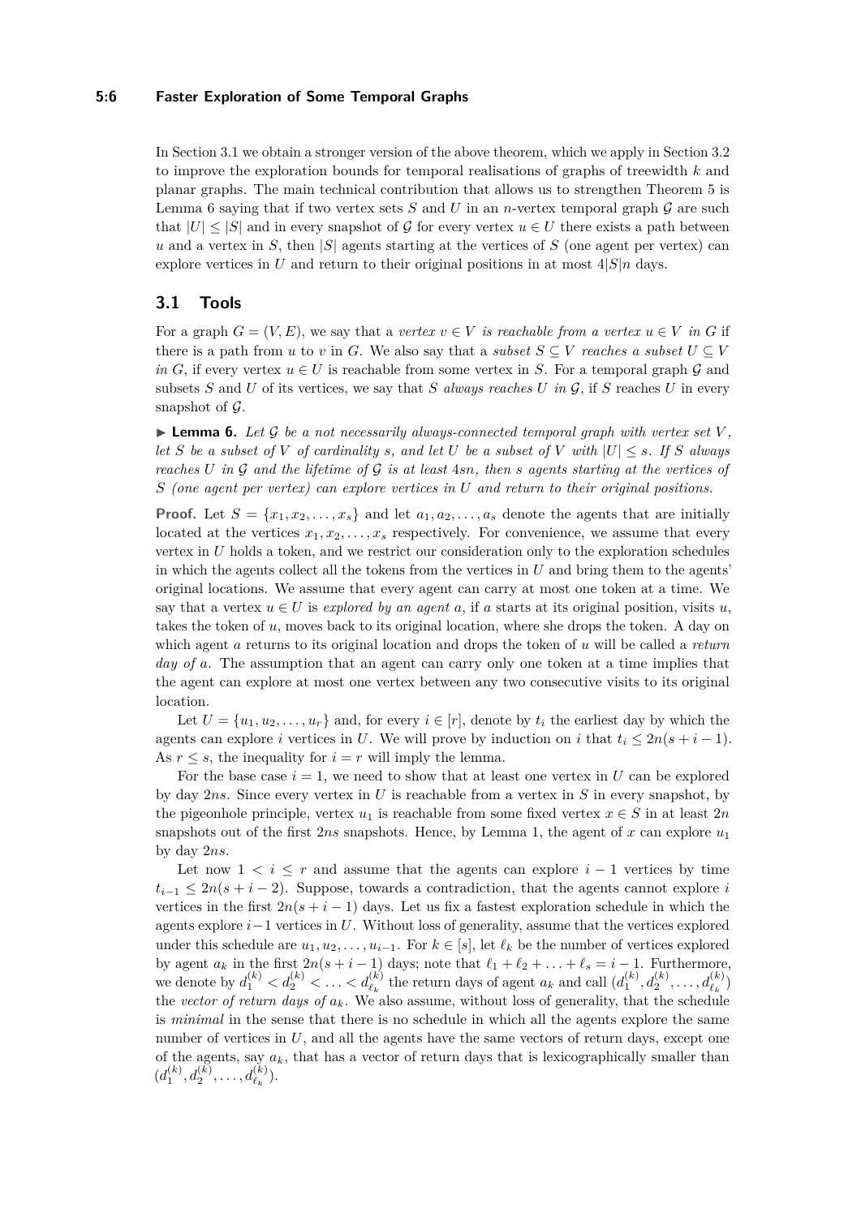In Section 3.1 we obtain a stronger version of the above theorem, which we apply in Section 3.2 to improve the exploration bounds for temporal realisations of graphs of treewidth $k$ and planar graphs. The main technical contribution that allows us to strengthen Theorem 5 is Lemma 6 saying that if two vertex sets $S$ and $U$ in an $n$-vertex temporal graph $\mathcal{G}$ are such that $|U| \leq |S|$ and in every snapshot of $\mathcal{G}$ for every vertex $u \in U$ there exists a path between $u$ and a vertex in $S$, then $|S|$ agents starting at the vertices of $S$ (one agent per vertex) can explore vertices in $U$ and return to their original positions in at most $4|S|n$ days.

## 3.1 Tools

For a graph $G = (V, E)$, we say that a *vertex $v \in V$ is reachable from a vertex $u \in V$ in $G$* if there is a path from $u$ to $v$ in $G$. We also say that a *subset $S \subseteq V$ reaches a subset $U \subseteq V$ in $G$*, if every vertex $u \in U$ is reachable from some vertex in $S$. For a temporal graph $\mathcal{G}$ and subsets $S$ and $U$ of its vertices, we say that *$S$ always reaches $U$ in $\mathcal{G}$*, if $S$ reaches $U$ in every snapshot of $\mathcal{G}$.

▶ **Lemma 6.** *Let $\mathcal{G}$ be a not necessarily always-connected temporal graph with vertex set $V$, let $S$ be a subset of $V$ of cardinality $s$, and let $U$ be a subset of $V$ with $|U| \leq s$. If $S$ always reaches $U$ in $\mathcal{G}$ and the lifetime of $\mathcal{G}$ is at least $4sn$, then $s$ agents starting at the vertices of $S$ (one agent per vertex) can explore vertices in $U$ and return to their original positions.*

**Proof.** Let $S = \{x_1, x_2, \ldots, x_s\}$ and let $a_1, a_2, \ldots, a_s$ denote the agents that are initially located at the vertices $x_1, x_2, \ldots, x_s$ respectively. For convenience, we assume that every vertex in $U$ holds a token, and we restrict our consideration only to the exploration schedules in which the agents collect all the tokens from the vertices in $U$ and bring them to the agents' original locations. We assume that every agent can carry at most one token at a time. We say that a vertex $u \in U$ is *explored by an agent $a$*, if $a$ starts at its original position, visits $u$, takes the token of $u$, moves back to its original location, where she drops the token. A day on which agent $a$ returns to its original location and drops the token of $u$ will be called a *return day of $a$*. The assumption that an agent can carry only one token at a time implies that the agent can explore at most one vertex between any two consecutive visits to its original location.

Let $U = \{u_1, u_2, \ldots, u_r\}$ and, for every $i \in [r]$, denote by $t_i$ the earliest day by which the agents can explore $i$ vertices in $U$. We will prove by induction on $i$ that $t_i \leq 2n(s + i - 1)$. As $r \leq s$, the inequality for $i = r$ will imply the lemma.

For the base case $i = 1$, we need to show that at least one vertex in $U$ can be explored by day $2ns$. Since every vertex in $U$ is reachable from a vertex in $S$ in every snapshot, by the pigeonhole principle, vertex $u_1$ is reachable from some fixed vertex $x \in S$ in at least $2n$ snapshots out of the first $2ns$ snapshots. Hence, by Lemma 1, the agent of $x$ can explore $u_1$ by day $2ns$.

Let now $1 < i \leq r$ and assume that the agents can explore $i - 1$ vertices by time $t_{i-1} \leq 2n(s + i - 2)$. Suppose, towards a contradiction, that the agents cannot explore $i$ vertices in the first $2n(s + i - 1)$ days. Let us fix a fastest exploration schedule in which the agents explore $i-1$ vertices in $U$. Without loss of generality, assume that the vertices explored under this schedule are $u_1, u_2, \ldots, u_{i-1}$. For $k \in [s]$, let $\ell_k$ be the number of vertices explored by agent $a_k$ in the first $2n(s + i - 1)$ days; note that $\ell_1 + \ell_2 + \ldots + \ell_s = i - 1$. Furthermore, we denote by $d_1^{(k)} < d_2^{(k)} < \ldots < d_{\ell_k}^{(k)}$ the return days of agent $a_k$ and call $(d_1^{(k)}, d_2^{(k)}, \ldots, d_{\ell_k}^{(k)})$ the *vector of return days of $a_k$*. We also assume, without loss of generality, that the schedule is *minimal* in the sense that there is no schedule in which all the agents explore the same number of vertices in $U$, and all the agents have the same vectors of return days, except one of the agents, say $a_k$, that has a vector of return days that is lexicographically smaller than $(d_1^{(k)}, d_2^{(k)}, \ldots, d_{\ell_k}^{(k)})$.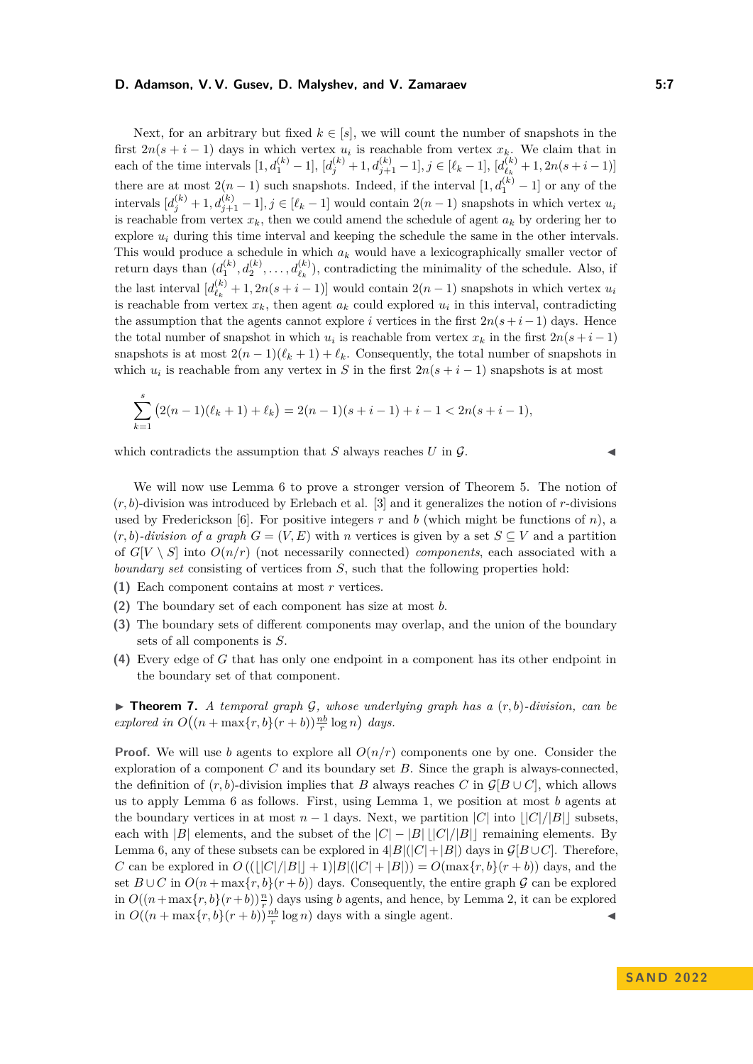Next, for an arbitrary but fixed $k \in [s]$, we will count the number of snapshots in the first $2n(s+i-1)$ days in which vertex $u_i$ is reachable from vertex $x_k$. We claim that in each of the time intervals $[1, d_1^{(k)}-1]$, $[d_j^{(k)}+1, d_{j+1}^{(k)}-1], j \in [\ell_k - 1]$, $[d_{\ell_k}^{(k)}+1, 2n(s+i-1)]$ there are at most $2(n-1)$ such snapshots. Indeed, if the interval $[1, d_1^{(k)}-1]$ or any of the intervals $[d_j^{(k)}+1, d_{j+1}^{(k)}-1], j \in [\ell_k - 1]$ would contain $2(n-1)$ snapshots in which vertex $u_i$ is reachable from vertex $x_k$, then we could amend the schedule of agent $a_k$ by ordering her to explore $u_i$ during this time interval and keeping the schedule the same in the other intervals. This would produce a schedule in which $a_k$ would have a lexicographically smaller vector of return days than $(d_1^{(k)}, d_2^{(k)}, \ldots, d_{\ell_k}^{(k)})$, contradicting the minimality of the schedule. Also, if the last interval $[d_{\ell_k}^{(k)}+1, 2n(s+i-1)]$ would contain $2(n-1)$ snapshots in which vertex $u_i$ is reachable from vertex $x_k$, then agent $a_k$ could explored $u_i$ in this interval, contradicting the assumption that the agents cannot explore $i$ vertices in the first $2n(s+i-1)$ days. Hence the total number of snapshot in which $u_i$ is reachable from vertex $x_k$ in the first $2n(s+i-1)$ snapshots is at most $2(n-1)(\ell_k+1)+\ell_k$. Consequently, the total number of snapshots in which $u_i$ is reachable from any vertex in $S$ in the first $2n(s+i-1)$ snapshots is at most

$$\sum_{k=1}^{s} \left(2(n-1)(\ell_k+1)+\ell_k\right) = 2(n-1)(s+i-1)+i-1 < 2n(s+i-1),$$

which contradicts the assumption that $S$ always reaches $U$ in $\mathcal{G}$. ◂

We will now use Lemma 6 to prove a stronger version of Theorem 5. The notion of $(r,b)$-division was introduced by Erlebach et al. [3] and it generalizes the notion of $r$-divisions used by Frederickson [6]. For positive integers $r$ and $b$ (which might be functions of $n$), a *$(r,b)$-division of a graph* $G = (V,E)$ with $n$ vertices is given by a set $S \subseteq V$ and a partition of $G[V \setminus S]$ into $O(n/r)$ (not necessarily connected) *components*, each associated with a *boundary set* consisting of vertices from $S$, such that the following properties hold:

**(1)** Each component contains at most $r$ vertices.

**(2)** The boundary set of each component has size at most $b$.

**(3)** The boundary sets of different components may overlap, and the union of the boundary sets of all components is $S$.

**(4)** Every edge of $G$ that has only one endpoint in a component has its other endpoint in the boundary set of that component.

▶ **Theorem 7.** *A temporal graph $\mathcal{G}$, whose underlying graph has a $(r,b)$-division, can be explored in $O\big((n+\max\{r,b\}(r+b))\frac{nb}{r}\log n\big)$ days.*

**Proof.** We will use $b$ agents to explore all $O(n/r)$ components one by one. Consider the exploration of a component $C$ and its boundary set $B$. Since the graph is always-connected, the definition of $(r,b)$-division implies that $B$ always reaches $C$ in $\mathcal{G}[B \cup C]$, which allows us to apply Lemma 6 as follows. First, using Lemma 1, we position at most $b$ agents at the boundary vertices in at most $n-1$ days. Next, we partition $|C|$ into $\lfloor |C|/|B| \rfloor$ subsets, each with $|B|$ elements, and the subset of the $|C| - |B|\lfloor |C|/|B| \rfloor$ remaining elements. By Lemma 6, any of these subsets can be explored in $4|B|(|C|+|B|)$ days in $\mathcal{G}[B \cup C]$. Therefore, $C$ can be explored in $O\left((\lfloor |C|/|B| \rfloor + 1)|B|(|C|+|B|)\right) = O(\max\{r,b\}(r+b))$ days, and the set $B \cup C$ in $O(n+\max\{r,b\}(r+b))$ days. Consequently, the entire graph $\mathcal{G}$ can be explored in $O((n+\max\{r,b\}(r+b))\frac{n}{r})$ days using $b$ agents, and hence, by Lemma 2, it can be explored in $O((n+\max\{r,b\}(r+b))\frac{nb}{r}\log n)$ days with a single agent. ◂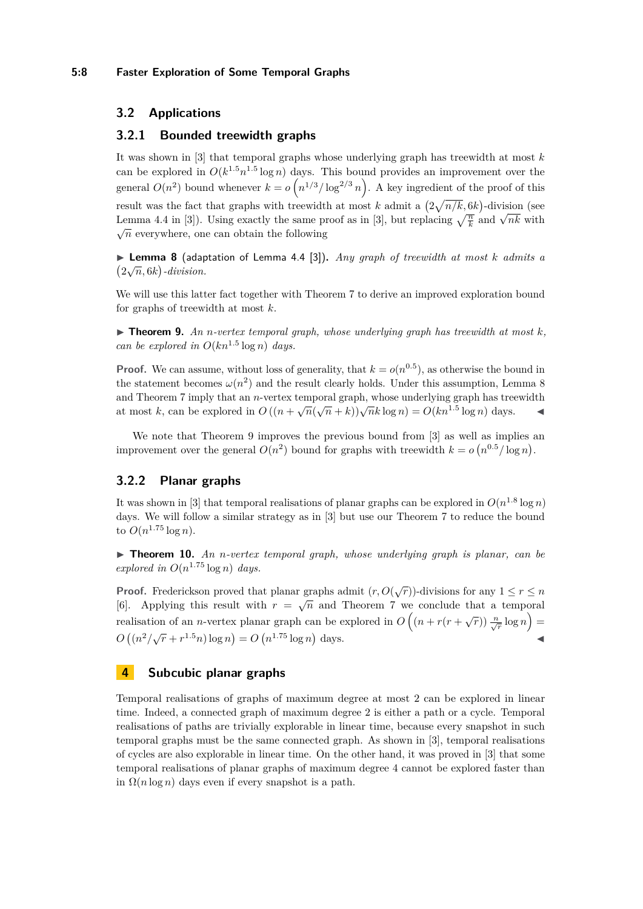### 3.2 Applications

#### 3.2.1 Bounded treewidth graphs

It was shown in [3] that temporal graphs whose underlying graph has treewidth at most $k$ can be explored in $O(k^{1.5}n^{1.5}\log n)$ days. This bound provides an improvement over the general $O(n^2)$ bound whenever $k = o\left(n^{1/3}/\log^{2/3} n\right)$. A key ingredient of the proof of this result was the fact that graphs with treewidth at most $k$ admit a $(2\sqrt{n/k}, 6k)$-division (see Lemma 4.4 in [3]). Using exactly the same proof as in [3], but replacing $\sqrt{\frac{n}{k}}$ and $\sqrt{nk}$ with $\sqrt{n}$ everywhere, one can obtain the following

▶ **Lemma 8** (adaptation of Lemma 4.4 [3]). *Any graph of treewidth at most $k$ admits a $(2\sqrt{n}, 6k)$-division.*

We will use this latter fact together with Theorem 7 to derive an improved exploration bound for graphs of treewidth at most $k$.

▶ **Theorem 9.** *An $n$-vertex temporal graph, whose underlying graph has treewidth at most $k$, can be explored in $O(kn^{1.5}\log n)$ days.*

**Proof.** We can assume, without loss of generality, that $k = o(n^{0.5})$, as otherwise the bound in the statement becomes $\omega(n^2)$ and the result clearly holds. Under this assumption, Lemma 8 and Theorem 7 imply that an $n$-vertex temporal graph, whose underlying graph has treewidth at most $k$, can be explored in $O\left((n + \sqrt{n}(\sqrt{n} + k))\sqrt{n}k \log n\right) = O(kn^{1.5}\log n)$ days. ◀

We note that Theorem 9 improves the previous bound from [3] as well as implies an improvement over the general $O(n^2)$ bound for graphs with treewidth $k = o\left(n^{0.5}/\log n\right)$.

#### 3.2.2 Planar graphs

It was shown in [3] that temporal realisations of planar graphs can be explored in $O(n^{1.8}\log n)$ days. We will follow a similar strategy as in [3] but use our Theorem 7 to reduce the bound to $O(n^{1.75}\log n)$.

▶ **Theorem 10.** *An $n$-vertex temporal graph, whose underlying graph is planar, can be explored in $O(n^{1.75}\log n)$ days.*

**Proof.** Frederickson proved that planar graphs admit $(r, O(\sqrt{r}))$-divisions for any $1 \leq r \leq n$ [6]. Applying this result with $r = \sqrt{n}$ and Theorem 7 we conclude that a temporal realisation of an $n$-vertex planar graph can be explored in $O\left((n + r(r + \sqrt{r}))\frac{n}{\sqrt{r}}\log n\right) = O\left((n^2/\sqrt{r} + r^{1.5}n)\log n\right) = O\left(n^{1.75}\log n\right)$ days. ◀

## 4 Subcubic planar graphs

Temporal realisations of graphs of maximum degree at most 2 can be explored in linear time. Indeed, a connected graph of maximum degree 2 is either a path or a cycle. Temporal realisations of paths are trivially explorable in linear time, because every snapshot in such temporal graphs must be the same connected graph. As shown in [3], temporal realisations of cycles are also explorable in linear time. On the other hand, it was proved in [3] that some temporal realisations of planar graphs of maximum degree 4 cannot be explored faster than in $\Omega(n\log n)$ days even if every snapshot is a path.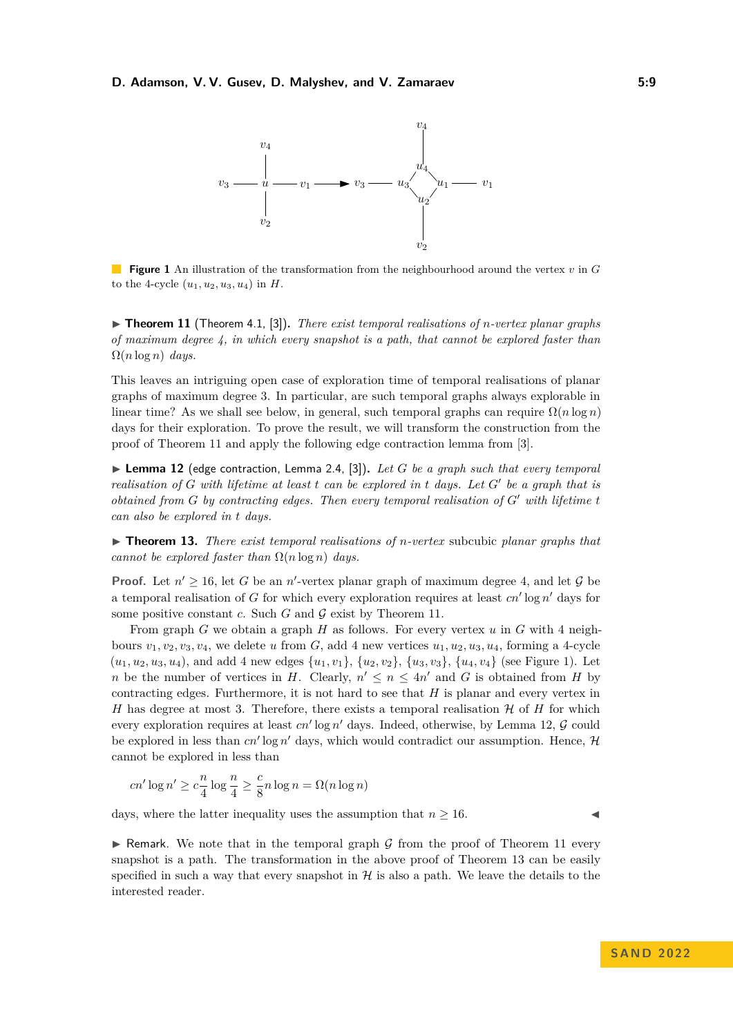**Figure 1** An illustration of the transformation from the neighbourhood around the vertex $v$ in $G$ to the 4-cycle $(u_1, u_2, u_3, u_4)$ in $H$.

▶ **Theorem 11** (Theorem 4.1, [3]). *There exist temporal realisations of $n$-vertex planar graphs of maximum degree 4, in which every snapshot is a path, that cannot be explored faster than $\Omega(n \log n)$ days.*

This leaves an intriguing open case of exploration time of temporal realisations of planar graphs of maximum degree 3. In particular, are such temporal graphs always explorable in linear time? As we shall see below, in general, such temporal graphs can require $\Omega(n \log n)$ days for their exploration. To prove the result, we will transform the construction from the proof of Theorem 11 and apply the following edge contraction lemma from [3].

▶ **Lemma 12** (edge contraction, Lemma 2.4, [3]). *Let $G$ be a graph such that every temporal realisation of $G$ with lifetime at least $t$ can be explored in $t$ days. Let $G'$ be a graph that is obtained from $G$ by contracting edges. Then every temporal realisation of $G'$ with lifetime $t$ can also be explored in $t$ days.*

▶ **Theorem 13.** *There exist temporal realisations of $n$-vertex* subcubic *planar graphs that cannot be explored faster than $\Omega(n \log n)$ days.*

**Proof.** Let $n' \geq 16$, let $G$ be an $n'$-vertex planar graph of maximum degree 4, and let $\mathcal{G}$ be a temporal realisation of $G$ for which every exploration requires at least $cn' \log n'$ days for some positive constant $c$. Such $G$ and $\mathcal{G}$ exist by Theorem 11.

From graph $G$ we obtain a graph $H$ as follows. For every vertex $u$ in $G$ with 4 neighbours $v_1, v_2, v_3, v_4$, we delete $u$ from $G$, add 4 new vertices $u_1, u_2, u_3, u_4$, forming a 4-cycle $(u_1, u_2, u_3, u_4)$, and add 4 new edges $\{u_1, v_1\}$, $\{u_2, v_2\}$, $\{u_3, v_3\}$, $\{u_4, v_4\}$ (see Figure 1). Let $n$ be the number of vertices in $H$. Clearly, $n' \leq n \leq 4n'$ and $G$ is obtained from $H$ by contracting edges. Furthermore, it is not hard to see that $H$ is planar and every vertex in $H$ has degree at most 3. Therefore, there exists a temporal realisation $\mathcal{H}$ of $H$ for which every exploration requires at least $cn' \log n'$ days. Indeed, otherwise, by Lemma 12, $\mathcal{G}$ could be explored in less than $cn' \log n'$ days, which would contradict our assumption. Hence, $\mathcal{H}$ cannot be explored in less than

$$cn' \log n' \geq c\frac{n}{4} \log \frac{n}{4} \geq \frac{c}{8} n \log n = \Omega(n \log n)$$

days, where the latter inequality uses the assumption that $n \geq 16$. ◀

▶ Remark. We note that in the temporal graph $\mathcal{G}$ from the proof of Theorem 11 every snapshot is a path. The transformation in the above proof of Theorem 13 can be easily specified in such a way that every snapshot in $\mathcal{H}$ is also a path. We leave the details to the interested reader.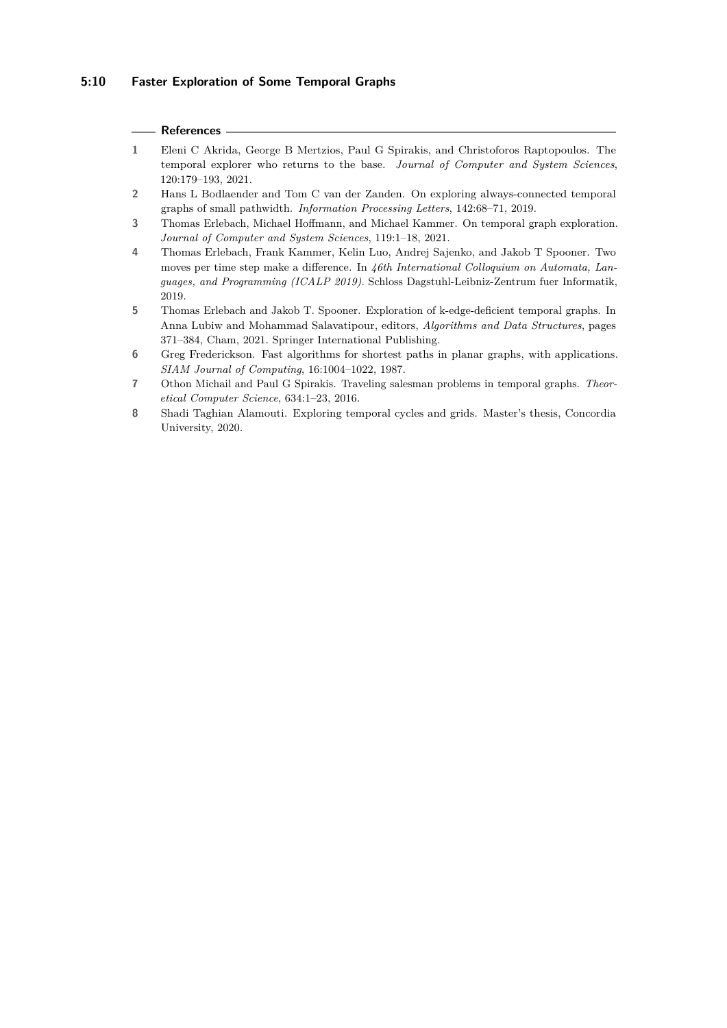## References

1. Eleni C Akrida, George B Mertzios, Paul G Spirakis, and Christoforos Raptopoulos. The temporal explorer who returns to the base. *Journal of Computer and System Sciences*, 120:179–193, 2021.
2. Hans L Bodlaender and Tom C van der Zanden. On exploring always-connected temporal graphs of small pathwidth. *Information Processing Letters*, 142:68–71, 2019.
3. Thomas Erlebach, Michael Hoffmann, and Michael Kammer. On temporal graph exploration. *Journal of Computer and System Sciences*, 119:1–18, 2021.
4. Thomas Erlebach, Frank Kammer, Kelin Luo, Andrej Sajenko, and Jakob T Spooner. Two moves per time step make a difference. In *46th International Colloquium on Automata, Languages, and Programming (ICALP 2019)*. Schloss Dagstuhl-Leibniz-Zentrum fuer Informatik, 2019.
5. Thomas Erlebach and Jakob T. Spooner. Exploration of k-edge-deficient temporal graphs. In Anna Lubiw and Mohammad Salavatipour, editors, *Algorithms and Data Structures*, pages 371–384, Cham, 2021. Springer International Publishing.
6. Greg Frederickson. Fast algorithms for shortest paths in planar graphs, with applications. *SIAM Journal of Computing*, 16:1004–1022, 1987.
7. Othon Michail and Paul G Spirakis. Traveling salesman problems in temporal graphs. *Theoretical Computer Science*, 634:1–23, 2016.
8. Shadi Taghian Alamouti. Exploring temporal cycles and grids. Master's thesis, Concordia University, 2020.